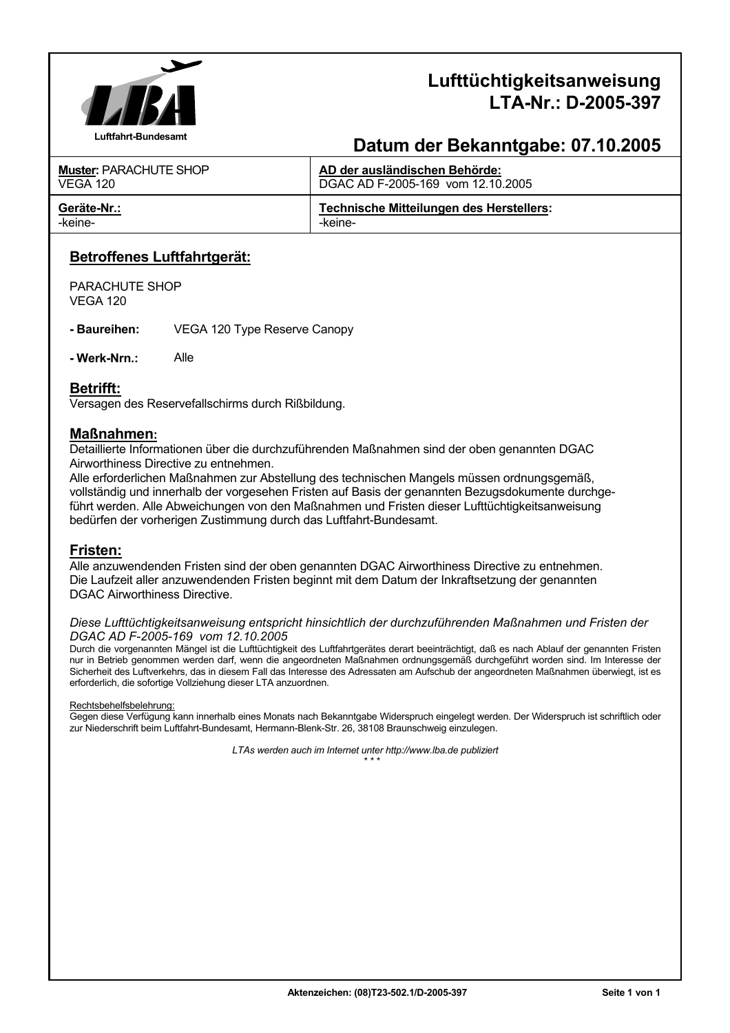Luftfahrt-Bundesamt

# Lufttüchtigkeitsanweisung
# LTA-Nr.: D-2005-397

## Datum der Bekanntgabe: 07.10.2005

| **Muster:** PARACHUTE SHOP VEGA 120 | **AD der ausländischen Behörde:** DGAC AD F-2005-169 vom 12.10.2005 |
|---|---|
| **Geräte-Nr.:** -keine- | **Technische Mitteilungen des Herstellers:** -keine- |

## Betroffenes Luftfahrtgerät:

PARACHUTE SHOP
VEGA 120

**- Baureihen:** VEGA 120 Type Reserve Canopy

**- Werk-Nrn.:** Alle

## Betrifft:

Versagen des Reservefallschirms durch Rißbildung.

## Maßnahmen:

Detaillierte Informationen über die durchzuführenden Maßnahmen sind der oben genannten DGAC Airworthiness Directive zu entnehmen.
Alle erforderlichen Maßnahmen zur Abstellung des technischen Mangels müssen ordnungsgemäß, vollständig und innerhalb der vorgesehen Fristen auf Basis der genannten Bezugsdokumente durchgeführt werden. Alle Abweichungen von den Maßnahmen und Fristen dieser Lufttüchtigkeitsanweisung bedürfen der vorherigen Zustimmung durch das Luftfahrt-Bundesamt.

## Fristen:

Alle anzuwendenden Fristen sind der oben genannten DGAC Airworthiness Directive zu entnehmen.
Die Laufzeit aller anzuwendenden Fristen beginnt mit dem Datum der Inkraftsetzung der genannten DGAC Airworthiness Directive.

*Diese Lufttüchtigkeitsanweisung entspricht hinsichtlich der durchzuführenden Maßnahmen und Fristen der DGAC AD F-2005-169 vom 12.10.2005*

Durch die vorgenannten Mängel ist die Lufttüchtigkeit des Luftfahrtgerätes derart beeinträchtigt, daß es nach Ablauf der genannten Fristen nur in Betrieb genommen werden darf, wenn die angeordneten Maßnahmen ordnungsgemäß durchgeführt worden sind. Im Interesse der Sicherheit des Luftverkehrs, das in diesem Fall das Interesse des Adressaten am Aufschub der angeordneten Maßnahmen überwiegt, ist es erforderlich, die sofortige Vollziehung dieser LTA anzuordnen.

Rechtsbehelfsbelehrung:
Gegen diese Verfügung kann innerhalb eines Monats nach Bekanntgabe Widerspruch eingelegt werden. Der Widerspruch ist schriftlich oder zur Niederschrift beim Luftfahrt-Bundesamt, Hermann-Blenk-Str. 26, 38108 Braunschweig einzulegen.

*LTAs werden auch im Internet unter http://www.lba.de publiziert*

\* \* \*

Aktenzeichen: (08)T23-502.1/D-2005-397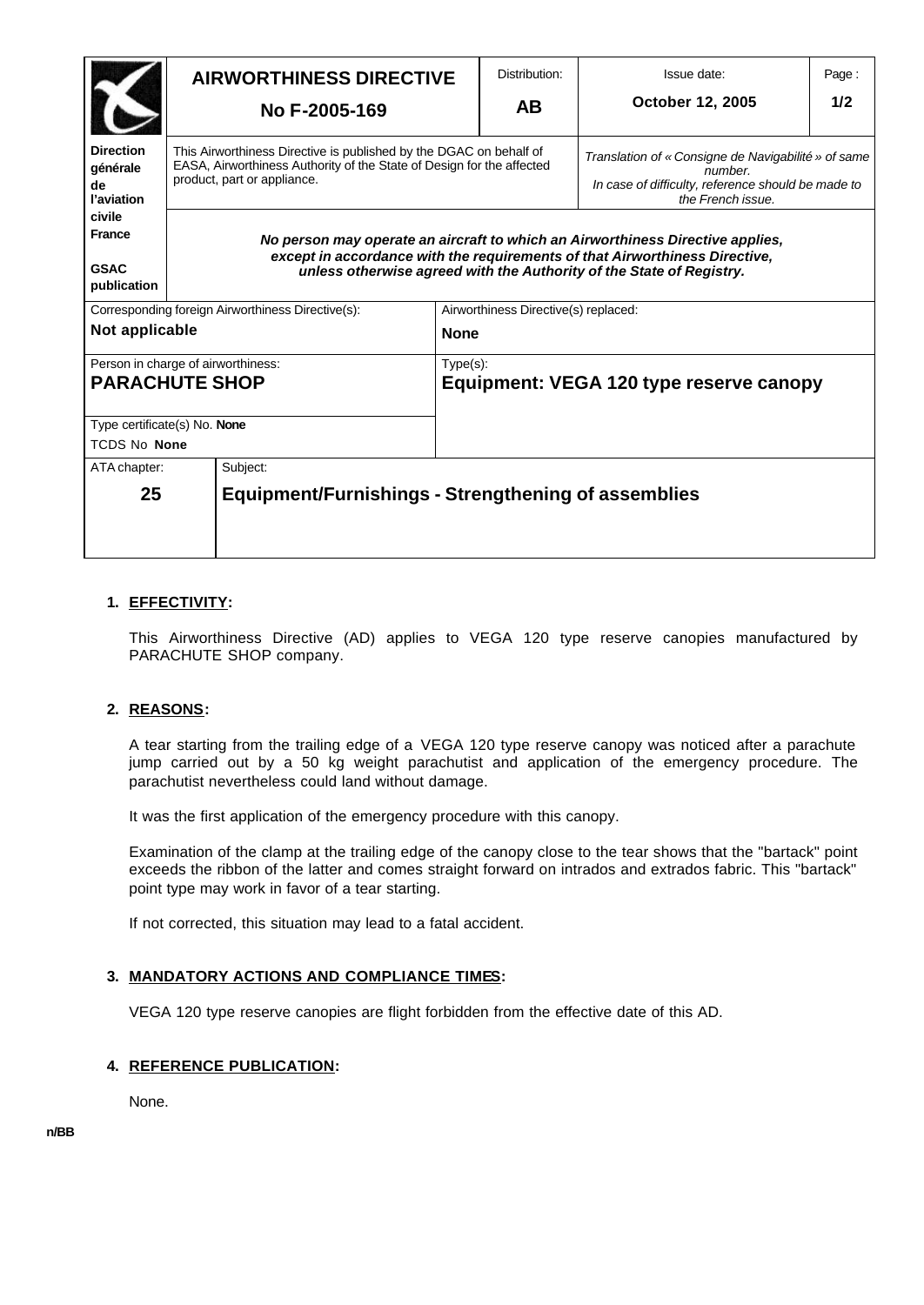| | **AIRWORTHINESS DIRECTIVE** **No F-2005-169** | Distribution: **AB** | Issue date: **October 12, 2005** | Page : **1/2** |
|---|---|---|---|---|
| **Direction générale de l'aviation civile France** **GSAC publication** | This Airworthiness Directive is published by the DGAC on behalf of EASA, Airworthiness Authority of the State of Design for the affected product, part or appliance. | | *Translation of « Consigne de Navigabilité » of same number. In case of difficulty, reference should be made to the French issue.* | |
| | ***No person may operate an aircraft to which an Airworthiness Directive applies, except in accordance with the requirements of that Airworthiness Directive, unless otherwise agreed with the Authority of the State of Registry.*** | | | |

| | |
|---|---|
| Corresponding foreign Airworthiness Directive(s): **Not applicable** | Airworthiness Directive(s) replaced: **None** |
| Person in charge of airworthiness: **PARACHUTE SHOP** | Type(s): **Equipment: VEGA 120 type reserve canopy** |
| Type certificate(s) No. **None** TCDS No **None** | |

| ATA chapter: | Subject: |
|---|---|
| **25** | **Equipment/Furnishings - Strengthening of assemblies** |

## 1. EFFECTIVITY:

This Airworthiness Directive (AD) applies to VEGA 120 type reserve canopies manufactured by PARACHUTE SHOP company.

## 2. REASONS:

A tear starting from the trailing edge of a VEGA 120 type reserve canopy was noticed after a parachute jump carried out by a 50 kg weight parachutist and application of the emergency procedure. The parachutist nevertheless could land without damage.

It was the first application of the emergency procedure with this canopy.

Examination of the clamp at the trailing edge of the canopy close to the tear shows that the "bartack" point exceeds the ribbon of the latter and comes straight forward on intrados and extrados fabric. This "bartack" point type may work in favor of a tear starting.

If not corrected, this situation may lead to a fatal accident.

## 3. MANDATORY ACTIONS AND COMPLIANCE TIMES:

VEGA 120 type reserve canopies are flight forbidden from the effective date of this AD.

## 4. REFERENCE PUBLICATION:

None.

n/BB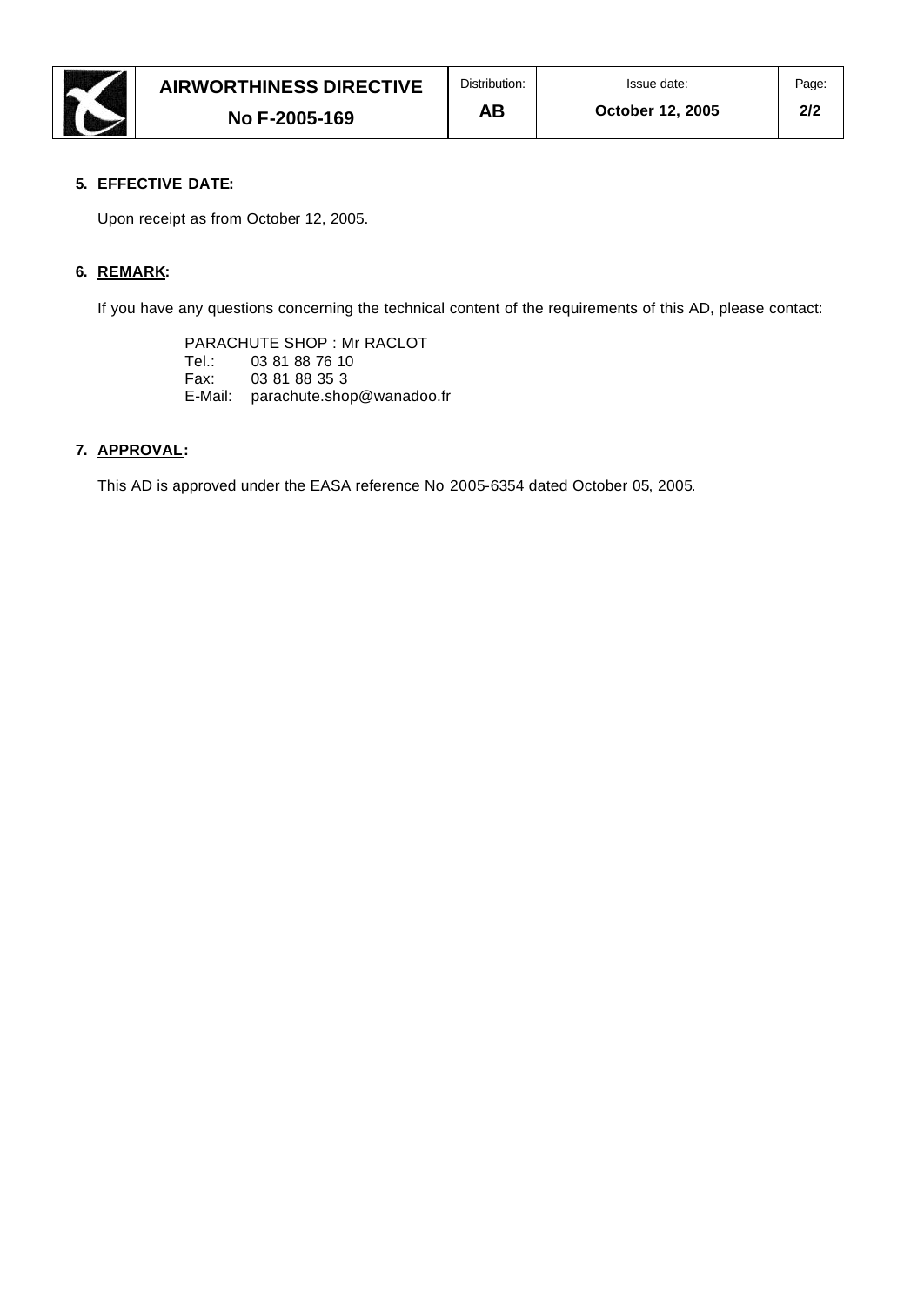## 5. EFFECTIVE DATE:

Upon receipt as from October 12, 2005.

## 6. REMARK:

If you have any questions concerning the technical content of the requirements of this AD, please contact:

PARACHUTE SHOP : Mr RACLOT
Tel.: 03 81 88 76 10
Fax: 03 81 88 35 3
E-Mail: parachute.shop@wanadoo.fr

## 7. APPROVAL:

This AD is approved under the EASA reference No 2005-6354 dated October 05, 2005.